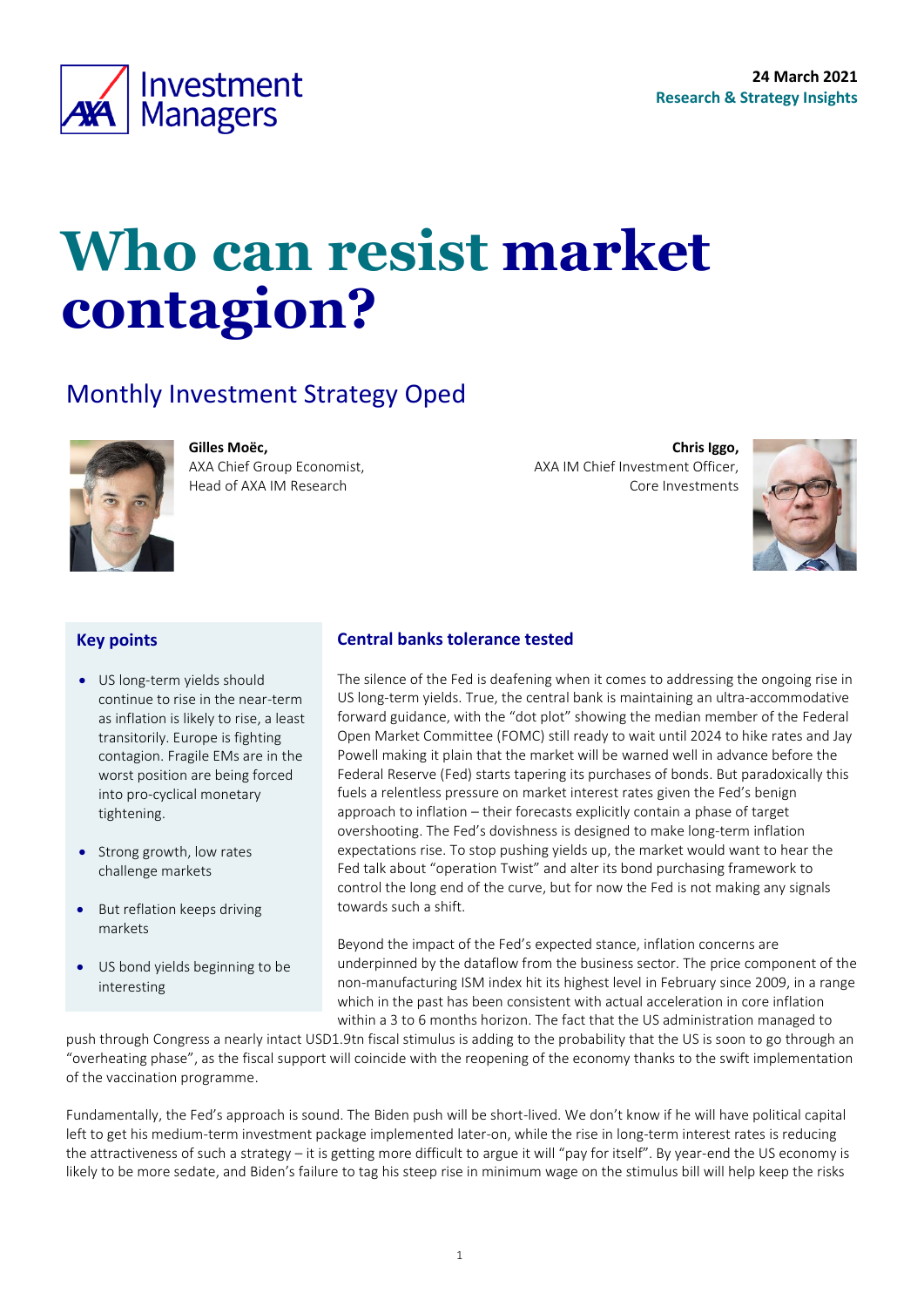24 March 2021
Research & Strategy Insights

# Who can resist market contagion?

## Monthly Investment Strategy Oped

**Gilles Moëc,**
AXA Chief Group Economist,
Head of AXA IM Research

**Chris Iggo,**
AXA IM Chief Investment Officer,
Core Investments

### Key points

- US long-term yields should continue to rise in the near-term as inflation is likely to rise, a least transitorily. Europe is fighting contagion. Fragile EMs are in the worst position are being forced into pro-cyclical monetary tightening.
- Strong growth, low rates challenge markets
- But reflation keeps driving markets
- US bond yields beginning to be interesting

### Central banks tolerance tested

The silence of the Fed is deafening when it comes to addressing the ongoing rise in US long-term yields. True, the central bank is maintaining an ultra-accommodative forward guidance, with the "dot plot" showing the median member of the Federal Open Market Committee (FOMC) still ready to wait until 2024 to hike rates and Jay Powell making it plain that the market will be warned well in advance before the Federal Reserve (Fed) starts tapering its purchases of bonds. But paradoxically this fuels a relentless pressure on market interest rates given the Fed's benign approach to inflation – their forecasts explicitly contain a phase of target overshooting. The Fed's dovishness is designed to make long-term inflation expectations rise. To stop pushing yields up, the market would want to hear the Fed talk about "operation Twist" and alter its bond purchasing framework to control the long end of the curve, but for now the Fed is not making any signals towards such a shift.

Beyond the impact of the Fed's expected stance, inflation concerns are underpinned by the dataflow from the business sector. The price component of the non-manufacturing ISM index hit its highest level in February since 2009, in a range which in the past has been consistent with actual acceleration in core inflation within a 3 to 6 months horizon. The fact that the US administration managed to push through Congress a nearly intact USD1.9tn fiscal stimulus is adding to the probability that the US is soon to go through an "overheating phase", as the fiscal support will coincide with the reopening of the economy thanks to the swift implementation of the vaccination programme.

Fundamentally, the Fed's approach is sound. The Biden push will be short-lived. We don't know if he will have political capital left to get his medium-term investment package implemented later-on, while the rise in long-term interest rates is reducing the attractiveness of such a strategy – it is getting more difficult to argue it will "pay for itself". By year-end the US economy is likely to be more sedate, and Biden's failure to tag his steep rise in minimum wage on the stimulus bill will help keep the risks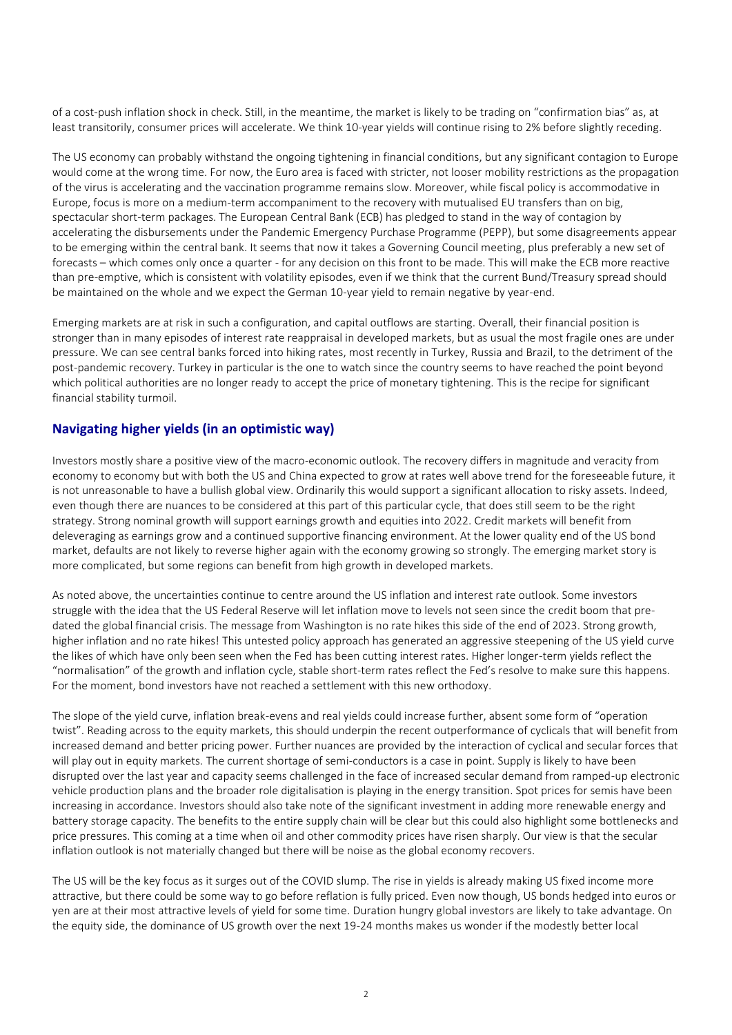of a cost-push inflation shock in check. Still, in the meantime, the market is likely to be trading on "confirmation bias" as, at least transitorily, consumer prices will accelerate. We think 10-year yields will continue rising to 2% before slightly receding.

The US economy can probably withstand the ongoing tightening in financial conditions, but any significant contagion to Europe would come at the wrong time. For now, the Euro area is faced with stricter, not looser mobility restrictions as the propagation of the virus is accelerating and the vaccination programme remains slow. Moreover, while fiscal policy is accommodative in Europe, focus is more on a medium-term accompaniment to the recovery with mutualised EU transfers than on big, spectacular short-term packages. The European Central Bank (ECB) has pledged to stand in the way of contagion by accelerating the disbursements under the Pandemic Emergency Purchase Programme (PEPP), but some disagreements appear to be emerging within the central bank. It seems that now it takes a Governing Council meeting, plus preferably a new set of forecasts – which comes only once a quarter - for any decision on this front to be made. This will make the ECB more reactive than pre-emptive, which is consistent with volatility episodes, even if we think that the current Bund/Treasury spread should be maintained on the whole and we expect the German 10-year yield to remain negative by year-end.

Emerging markets are at risk in such a configuration, and capital outflows are starting. Overall, their financial position is stronger than in many episodes of interest rate reappraisal in developed markets, but as usual the most fragile ones are under pressure. We can see central banks forced into hiking rates, most recently in Turkey, Russia and Brazil, to the detriment of the post-pandemic recovery. Turkey in particular is the one to watch since the country seems to have reached the point beyond which political authorities are no longer ready to accept the price of monetary tightening. This is the recipe for significant financial stability turmoil.

## Navigating higher yields (in an optimistic way)

Investors mostly share a positive view of the macro-economic outlook. The recovery differs in magnitude and veracity from economy to economy but with both the US and China expected to grow at rates well above trend for the foreseeable future, it is not unreasonable to have a bullish global view. Ordinarily this would support a significant allocation to risky assets. Indeed, even though there are nuances to be considered at this part of this particular cycle, that does still seem to be the right strategy. Strong nominal growth will support earnings growth and equities into 2022. Credit markets will benefit from deleveraging as earnings grow and a continued supportive financing environment. At the lower quality end of the US bond market, defaults are not likely to reverse higher again with the economy growing so strongly. The emerging market story is more complicated, but some regions can benefit from high growth in developed markets.

As noted above, the uncertainties continue to centre around the US inflation and interest rate outlook. Some investors struggle with the idea that the US Federal Reserve will let inflation move to levels not seen since the credit boom that pre-dated the global financial crisis. The message from Washington is no rate hikes this side of the end of 2023. Strong growth, higher inflation and no rate hikes! This untested policy approach has generated an aggressive steepening of the US yield curve the likes of which have only been seen when the Fed has been cutting interest rates. Higher longer-term yields reflect the "normalisation" of the growth and inflation cycle, stable short-term rates reflect the Fed's resolve to make sure this happens. For the moment, bond investors have not reached a settlement with this new orthodoxy.

The slope of the yield curve, inflation break-evens and real yields could increase further, absent some form of "operation twist". Reading across to the equity markets, this should underpin the recent outperformance of cyclicals that will benefit from increased demand and better pricing power. Further nuances are provided by the interaction of cyclical and secular forces that will play out in equity markets. The current shortage of semi-conductors is a case in point. Supply is likely to have been disrupted over the last year and capacity seems challenged in the face of increased secular demand from ramped-up electronic vehicle production plans and the broader role digitalisation is playing in the energy transition. Spot prices for semis have been increasing in accordance. Investors should also take note of the significant investment in adding more renewable energy and battery storage capacity. The benefits to the entire supply chain will be clear but this could also highlight some bottlenecks and price pressures. This coming at a time when oil and other commodity prices have risen sharply. Our view is that the secular inflation outlook is not materially changed but there will be noise as the global economy recovers.

The US will be the key focus as it surges out of the COVID slump. The rise in yields is already making US fixed income more attractive, but there could be some way to go before reflation is fully priced. Even now though, US bonds hedged into euros or yen are at their most attractive levels of yield for some time. Duration hungry global investors are likely to take advantage. On the equity side, the dominance of US growth over the next 19-24 months makes us wonder if the modestly better local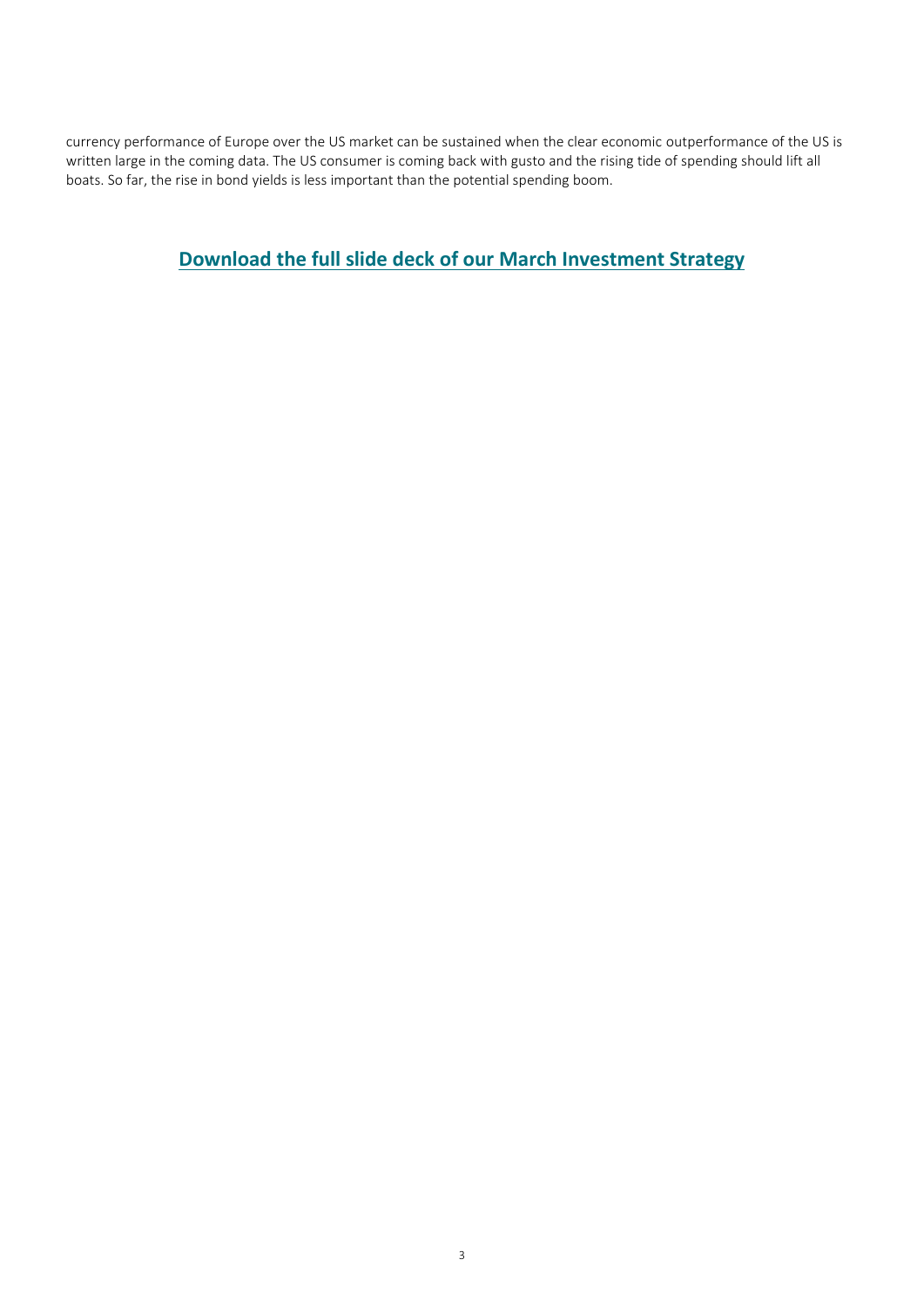currency performance of Europe over the US market can be sustained when the clear economic outperformance of the US is written large in the coming data. The US consumer is coming back with gusto and the rising tide of spending should lift all boats. So far, the rise in bond yields is less important than the potential spending boom.

**Download the full slide deck of our March Investment Strategy**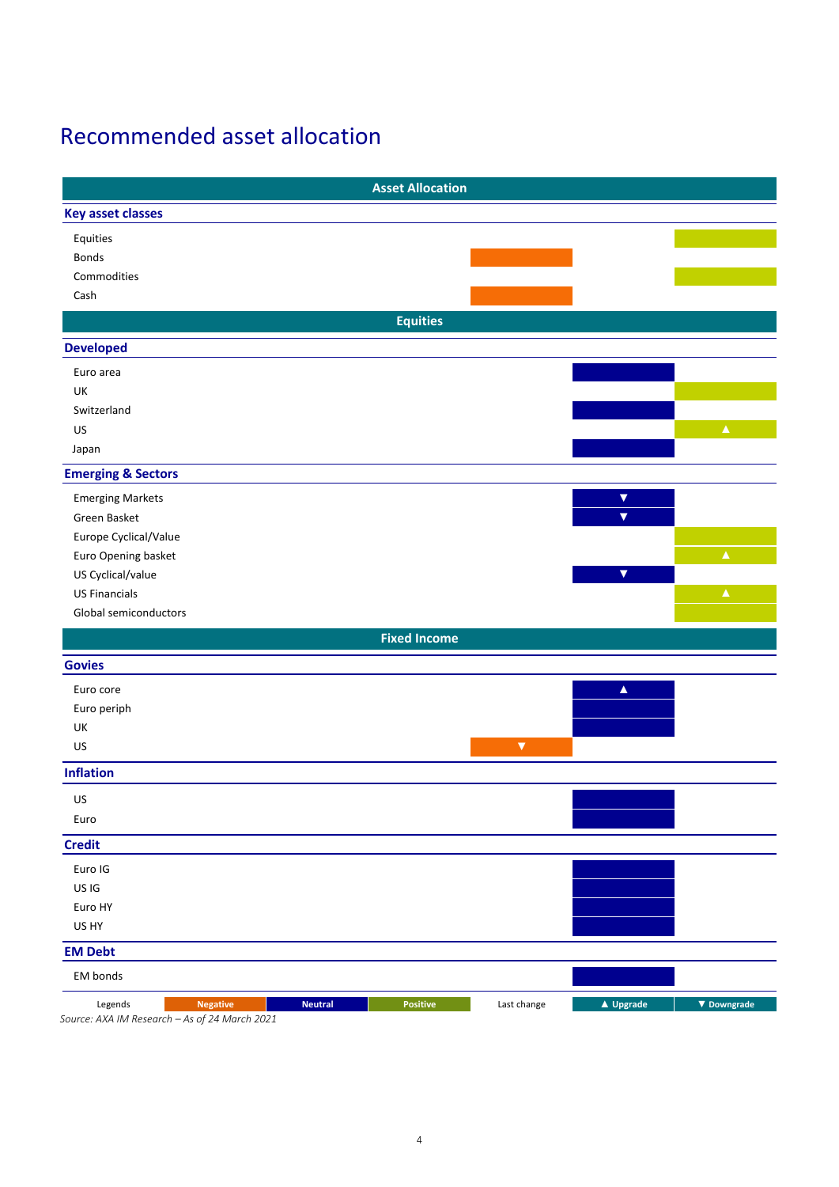# Recommended asset allocation

| Asset Allocation | Negative | Neutral | Positive |
|---|---|---|---|
| **Key asset classes** | | | |
| Equities | | | Positive |
| Bonds | Negative | | |
| Commodities | | | Positive |
| Cash | Negative | | |
| **Equities** | | | |
| **Developed** | | | |
| Euro area | | Neutral | |
| UK | | | Positive |
| Switzerland | | Neutral | |
| US | | | Positive ▲ |
| Japan | | Neutral | |
| **Emerging & Sectors** | | | |
| Emerging Markets | | Neutral ▼ | |
| Green Basket | | Neutral ▼ | |
| Europe Cyclical/Value | | | Positive |
| Euro Opening basket | | | Positive ▲ |
| US Cyclical/value | | Neutral ▼ | |
| US Financials | | | Positive ▲ |
| Global semiconductors | | | Positive |
| **Fixed Income** | | | |
| **Govies** | | | |
| Euro core | | Neutral ▲ | |
| Euro periph | | Neutral | |
| UK | | Neutral | |
| US | Negative ▼ | | |
| **Inflation** | | | |
| US | | Neutral | |
| Euro | | Neutral | |
| **Credit** | | | |
| Euro IG | | Neutral | |
| US IG | | Neutral | |
| Euro HY | | Neutral | |
| US HY | | Neutral | |
| **EM Debt** | | | |
| EM bonds | | Neutral | |

Legends: Negative | Neutral | Positive — Last change: ▲ Upgrade | ▼ Downgrade

*Source: AXA IM Research – As of 24 March 2021*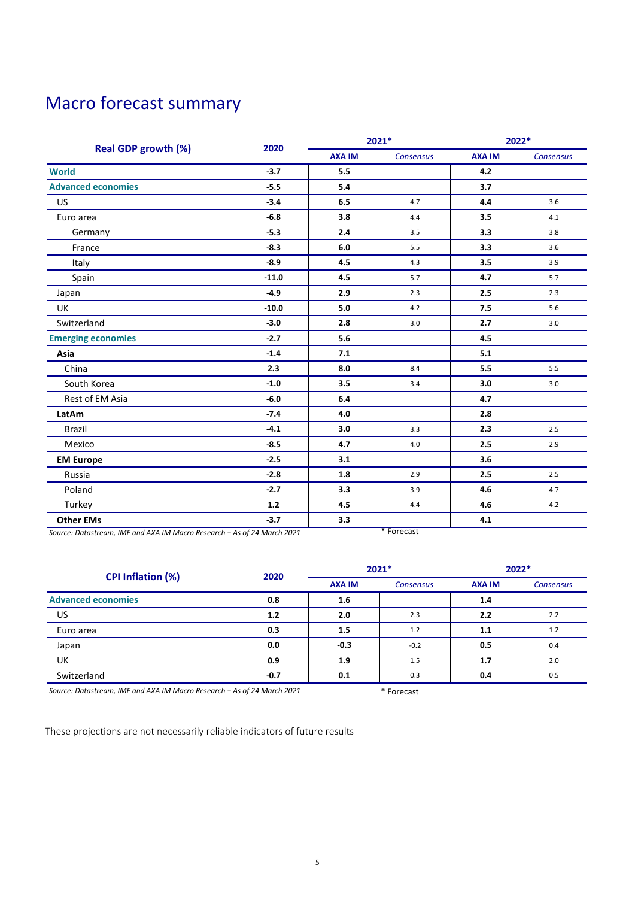# Macro forecast summary

| Real GDP growth (%) | 2020 | 2021* | | 2022* | |
|---|---|---|---|---|---|
| | | **AXA IM** | *Consensus* | **AXA IM** | *Consensus* |
| **World** | **-3.7** | **5.5** | | **4.2** | |
| **Advanced economies** | **-5.5** | **5.4** | | **3.7** | |
| US | **-3.4** | **6.5** | 4.7 | **4.4** | 3.6 |
| Euro area | **-6.8** | **3.8** | 4.4 | **3.5** | 4.1 |
| Germany | **-5.3** | **2.4** | 3.5 | **3.3** | 3.8 |
| France | **-8.3** | **6.0** | 5.5 | **3.3** | 3.6 |
| Italy | **-8.9** | **4.5** | 4.3 | **3.5** | 3.9 |
| Spain | **-11.0** | **4.5** | 5.7 | **4.7** | 5.7 |
| Japan | **-4.9** | **2.9** | 2.3 | **2.5** | 2.3 |
| UK | **-10.0** | **5.0** | 4.2 | **7.5** | 5.6 |
| Switzerland | **-3.0** | **2.8** | 3.0 | **2.7** | 3.0 |
| **Emerging economies** | **-2.7** | **5.6** | | **4.5** | |
| **Asia** | **-1.4** | **7.1** | | **5.1** | |
| China | **2.3** | **8.0** | 8.4 | **5.5** | 5.5 |
| South Korea | **-1.0** | **3.5** | 3.4 | **3.0** | 3.0 |
| Rest of EM Asia | **-6.0** | **6.4** | | **4.7** | |
| **LatAm** | **-7.4** | **4.0** | | **2.8** | |
| Brazil | **-4.1** | **3.0** | 3.3 | **2.3** | 2.5 |
| Mexico | **-8.5** | **4.7** | 4.0 | **2.5** | 2.9 |
| **EM Europe** | **-2.5** | **3.1** | | **3.6** | |
| Russia | **-2.8** | **1.8** | 2.9 | **2.5** | 2.5 |
| Poland | **-2.7** | **3.3** | 3.9 | **4.6** | 4.7 |
| Turkey | **1.2** | **4.5** | 4.4 | **4.6** | 4.2 |
| **Other EMs** | **-3.7** | **3.3** | | **4.1** | |

*Source: Datastream, IMF and AXA IM Macro Research – As of 24 March 2021*

\* Forecast

| CPI Inflation (%) | 2020 | 2021* | | 2022* | |
|---|---|---|---|---|---|
| | | **AXA IM** | *Consensus* | **AXA IM** | *Consensus* |
| **Advanced economies** | **0.8** | **1.6** | | **1.4** | |
| US | **1.2** | **2.0** | 2.3 | **2.2** | 2.2 |
| Euro area | **0.3** | **1.5** | 1.2 | **1.1** | 1.2 |
| Japan | **0.0** | **-0.3** | -0.2 | **0.5** | 0.4 |
| UK | **0.9** | **1.9** | 1.5 | **1.7** | 2.0 |
| Switzerland | **-0.7** | **0.1** | 0.3 | **0.4** | 0.5 |

*Source: Datastream, IMF and AXA IM Macro Research – As of 24 March 2021*

\* Forecast

These projections are not necessarily reliable indicators of future results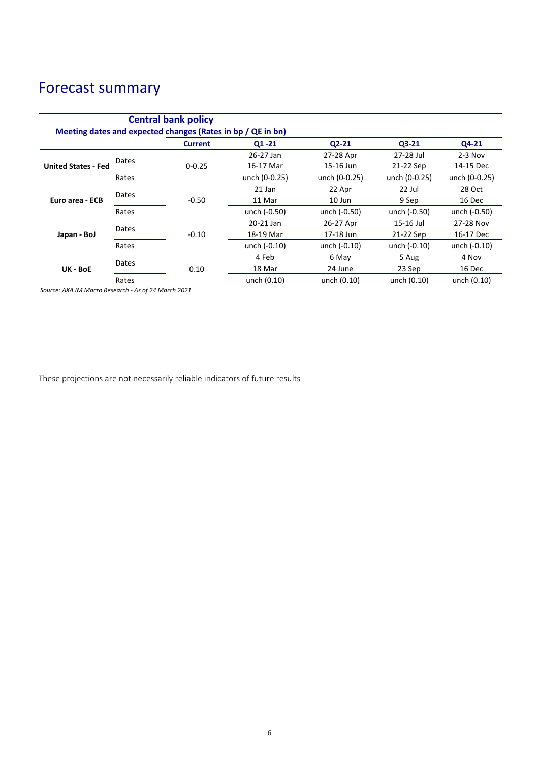# Forecast summary

| Central bank policy<br>Meeting dates and expected changes (Rates in bp / QE in bn) | | Current | Q1 -21 | Q2-21 | Q3-21 | Q4-21 |
|---|---|---|---|---|---|---|
| **United States - Fed** | Dates | 0-0.25 | 26-27 Jan<br>16-17 Mar | 27-28 Apr<br>15-16 Jun | 27-28 Jul<br>21-22 Sep | 2-3 Nov<br>14-15 Dec |
| | Rates | | unch (0-0.25) | unch (0-0.25) | unch (0-0.25) | unch (0-0.25) |
| **Euro area - ECB** | Dates | -0.50 | 21 Jan<br>11 Mar | 22 Apr<br>10 Jun | 22 Jul<br>9 Sep | 28 Oct<br>16 Dec |
| | Rates | | unch (-0.50) | unch (-0.50) | unch (-0.50) | unch (-0.50) |
| **Japan - BoJ** | Dates | -0.10 | 20-21 Jan<br>18-19 Mar | 26-27 Apr<br>17-18 Jun | 15-16 Jul<br>21-22 Sep | 27-28 Nov<br>16-17 Dec |
| | Rates | | unch (-0.10) | unch (-0.10) | unch (-0.10) | unch (-0.10) |
| **UK - BoE** | Dates | 0.10 | 4 Feb<br>18 Mar | 6 May<br>24 June | 5 Aug<br>23 Sep | 4 Nov<br>16 Dec |
| | Rates | | unch (0.10) | unch (0.10) | unch (0.10) | unch (0.10) |

*Source: AXA IM Macro Research - As of 24 March 2021*

These projections are not necessarily reliable indicators of future results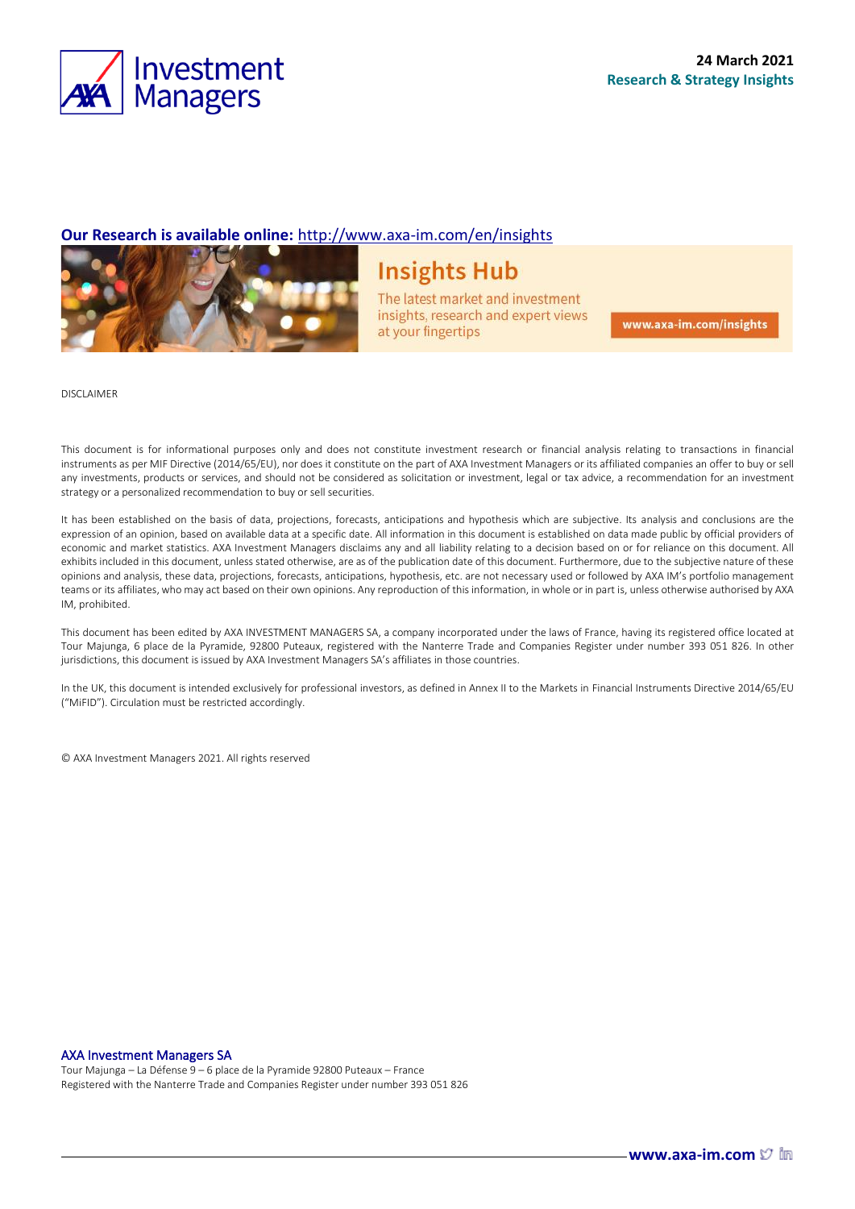**Our Research is available online:** http://www.axa-im.com/en/insights

## Insights Hub

The latest market and investment insights, research and expert views at your fingertips

www.axa-im.com/insights

DISCLAIMER

This document is for informational purposes only and does not constitute investment research or financial analysis relating to transactions in financial instruments as per MIF Directive (2014/65/EU), nor does it constitute on the part of AXA Investment Managers or its affiliated companies an offer to buy or sell any investments, products or services, and should not be considered as solicitation or investment, legal or tax advice, a recommendation for an investment strategy or a personalized recommendation to buy or sell securities.

It has been established on the basis of data, projections, forecasts, anticipations and hypothesis which are subjective. Its analysis and conclusions are the expression of an opinion, based on available data at a specific date. All information in this document is established on data made public by official providers of economic and market statistics. AXA Investment Managers disclaims any and all liability relating to a decision based on or for reliance on this document. All exhibits included in this document, unless stated otherwise, are as of the publication date of this document. Furthermore, due to the subjective nature of these opinions and analysis, these data, projections, forecasts, anticipations, hypothesis, etc. are not necessary used or followed by AXA IM's portfolio management teams or its affiliates, who may act based on their own opinions. Any reproduction of this information, in whole or in part is, unless otherwise authorised by AXA IM, prohibited.

This document has been edited by AXA INVESTMENT MANAGERS SA, a company incorporated under the laws of France, having its registered office located at Tour Majunga, 6 place de la Pyramide, 92800 Puteaux, registered with the Nanterre Trade and Companies Register under number 393 051 826. In other jurisdictions, this document is issued by AXA Investment Managers SA's affiliates in those countries.

In the UK, this document is intended exclusively for professional investors, as defined in Annex II to the Markets in Financial Instruments Directive 2014/65/EU ("MiFID"). Circulation must be restricted accordingly.

© AXA Investment Managers 2021. All rights reserved

**AXA Investment Managers SA**
Tour Majunga – La Défense 9 – 6 place de la Pyramide 92800 Puteaux – France
Registered with the Nanterre Trade and Companies Register under number 393 051 826